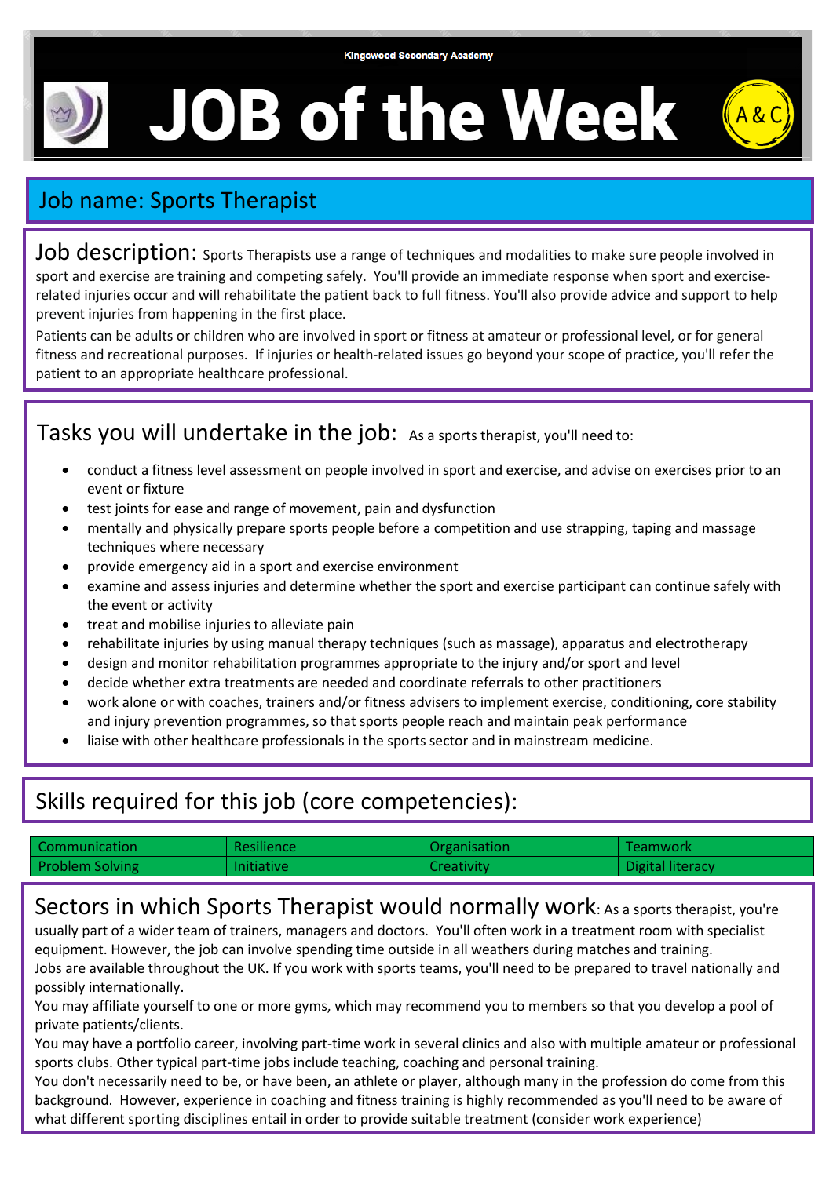Kingswood Secondary Academy

# JOB of the Week

A&C

## Job name: Sports Therapist

**Job description:** Sports Therapists use a range of techniques and modalities to make sure people involved in sport and exercise are training and competing safely. You'll provide an immediate response when sport and exercise-related injuries occur and will rehabilitate the patient back to full fitness. You'll also provide advice and support to help prevent injuries from happening in the first place.

Patients can be adults or children who are involved in sport or fitness at amateur or professional level, or for general fitness and recreational purposes. If injuries or health-related issues go beyond your scope of practice, you'll refer the patient to an appropriate healthcare professional.

## Tasks you will undertake in the job:

As a sports therapist, you'll need to:

- conduct a fitness level assessment on people involved in sport and exercise, and advise on exercises prior to an event or fixture
- test joints for ease and range of movement, pain and dysfunction
- mentally and physically prepare sports people before a competition and use strapping, taping and massage techniques where necessary
- provide emergency aid in a sport and exercise environment
- examine and assess injuries and determine whether the sport and exercise participant can continue safely with the event or activity
- treat and mobilise injuries to alleviate pain
- rehabilitate injuries by using manual therapy techniques (such as massage), apparatus and electrotherapy
- design and monitor rehabilitation programmes appropriate to the injury and/or sport and level
- decide whether extra treatments are needed and coordinate referrals to other practitioners
- work alone or with coaches, trainers and/or fitness advisers to implement exercise, conditioning, core stability and injury prevention programmes, so that sports people reach and maintain peak performance
- liaise with other healthcare professionals in the sports sector and in mainstream medicine.

## Skills required for this job (core competencies):

| | | | |
|---|---|---|---|
| Communication | Resilience | Organisation | Teamwork |
| Problem Solving | Initiative | Creativity | Digital literacy |

## Sectors in which Sports Therapist would normally work:

As a sports therapist, you're usually part of a wider team of trainers, managers and doctors. You'll often work in a treatment room with specialist equipment. However, the job can involve spending time outside in all weathers during matches and training.

Jobs are available throughout the UK. If you work with sports teams, you'll need to be prepared to travel nationally and possibly internationally.

You may affiliate yourself to one or more gyms, which may recommend you to members so that you develop a pool of private patients/clients.

You may have a portfolio career, involving part-time work in several clinics and also with multiple amateur or professional sports clubs. Other typical part-time jobs include teaching, coaching and personal training.

You don't necessarily need to be, or have been, an athlete or player, although many in the profession do come from this background. However, experience in coaching and fitness training is highly recommended as you'll need to be aware of what different sporting disciplines entail in order to provide suitable treatment (consider work experience)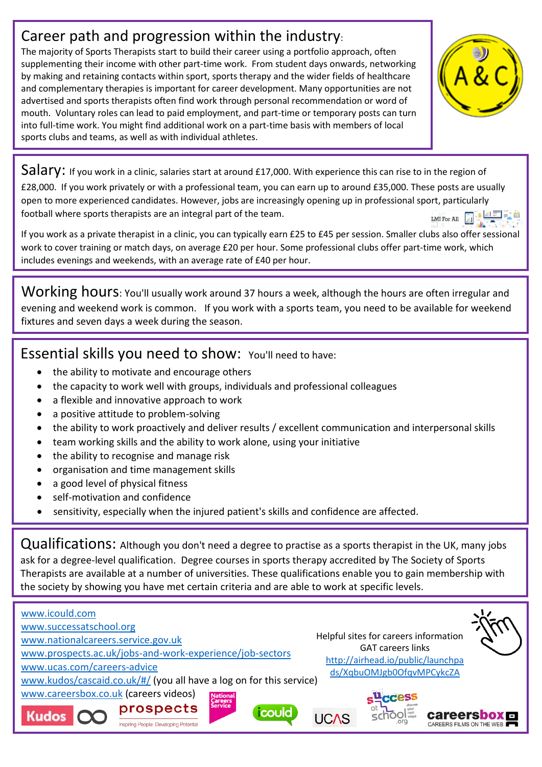## Career path and progression within the industry:

The majority of Sports Therapists start to build their career using a portfolio approach, often supplementing their income with other part-time work. From student days onwards, networking by making and retaining contacts within sport, sports therapy and the wider fields of healthcare and complementary therapies is important for career development. Many opportunities are not advertised and sports therapists often find work through personal recommendation or word of mouth. Voluntary roles can lead to paid employment, and part-time or temporary posts can turn into full-time work. You might find additional work on a part-time basis with members of local sports clubs and teams, as well as with individual athletes.

## Salary:

If you work in a clinic, salaries start at around £17,000. With experience this can rise to in the region of £28,000. If you work privately or with a professional team, you can earn up to around £35,000. These posts are usually open to more experienced candidates. However, jobs are increasingly opening up in professional sport, particularly football where sports therapists are an integral part of the team.

LMI For All

If you work as a private therapist in a clinic, you can typically earn £25 to £45 per session. Smaller clubs also offer sessional work to cover training or match days, on average £20 per hour. Some professional clubs offer part-time work, which includes evenings and weekends, with an average rate of £40 per hour.

## Working hours:

You'll usually work around 37 hours a week, although the hours are often irregular and evening and weekend work is common. If you work with a sports team, you need to be available for weekend fixtures and seven days a week during the season.

## Essential skills you need to show:

You'll need to have:

- the ability to motivate and encourage others
- the capacity to work well with groups, individuals and professional colleagues
- a flexible and innovative approach to work
- a positive attitude to problem-solving
- the ability to work proactively and deliver results / excellent communication and interpersonal skills
- team working skills and the ability to work alone, using your initiative
- the ability to recognise and manage risk
- organisation and time management skills
- a good level of physical fitness
- self-motivation and confidence
- sensitivity, especially when the injured patient's skills and confidence are affected.

## Qualifications:

Although you don't need a degree to practise as a sports therapist in the UK, many jobs ask for a degree-level qualification. Degree courses in sports therapy accredited by The Society of Sports Therapists are available at a number of universities. These qualifications enable you to gain membership with the society by showing you have met certain criteria and are able to work at specific levels.

www.icould.com
www.successatschool.org
www.nationalcareers.service.gov.uk
www.prospects.ac.uk/jobs-and-work-experience/job-sectors
www.ucas.com/careers-advice
www.kudos/cascaid.co.uk/#/ (you all have a log on for this service)
www.careersbox.co.uk (careers videos)

Helpful sites for careers information

GAT careers links

http://airhead.io/public/launchpads/XqbuOMJgb0OfqvMPCykcZA